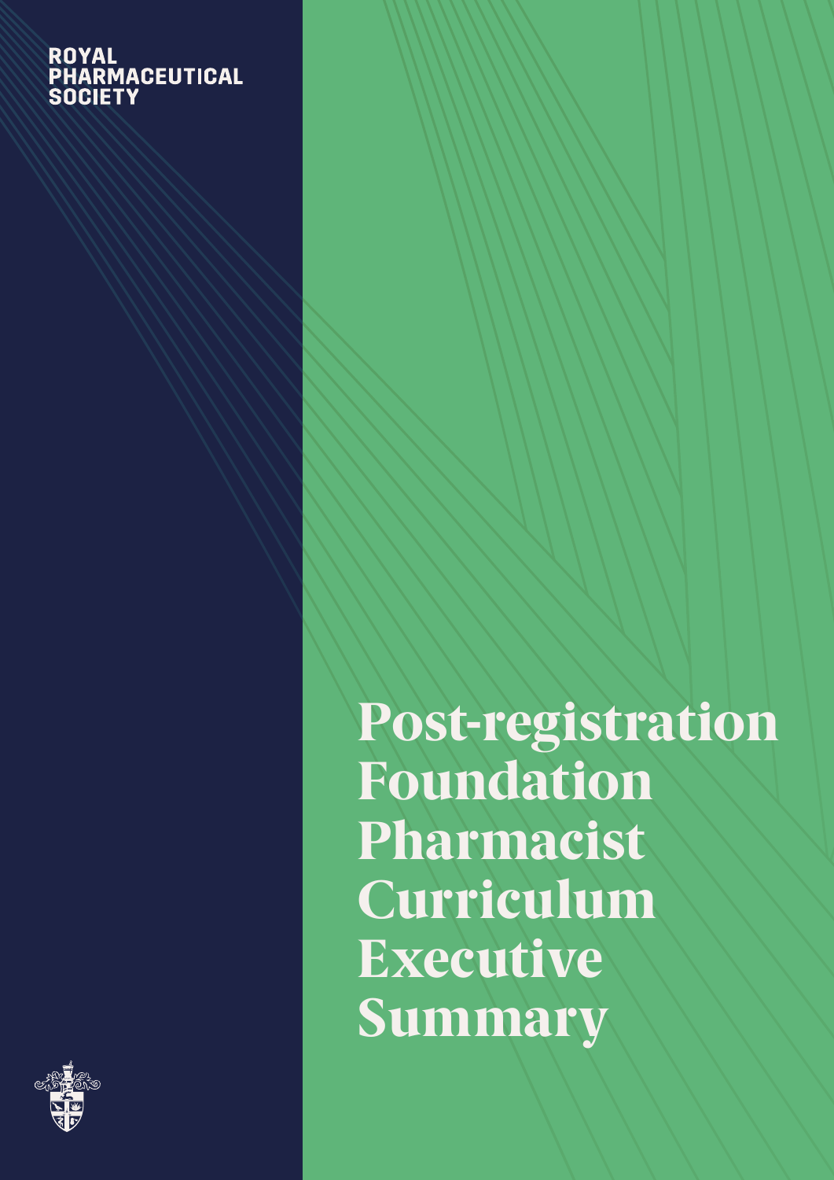ROYAL PHARMACEUTICAL SOCIETY

# Post-registration Foundation Pharmacist Curriculum Executive Summary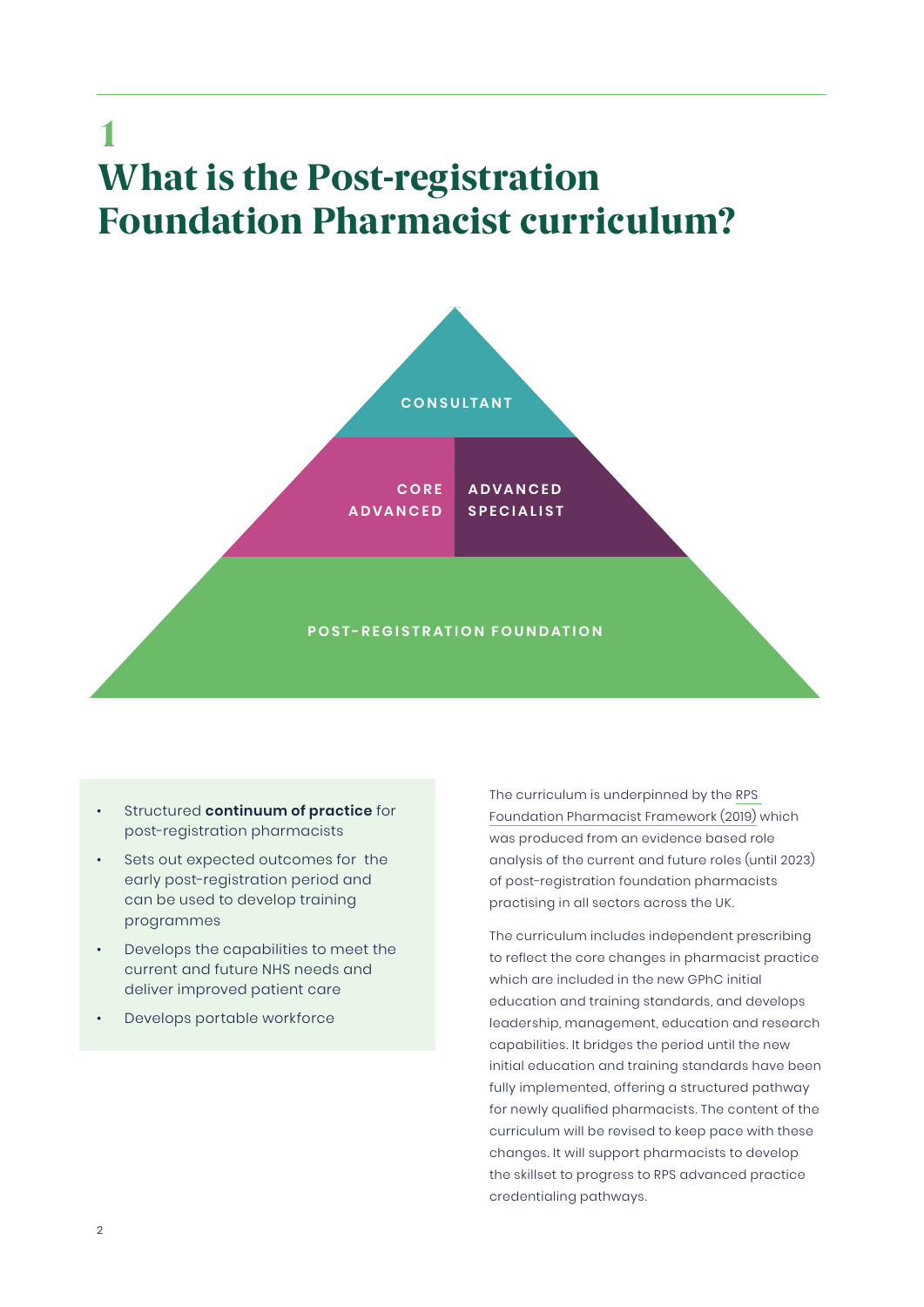# 1 What is the Post-registration Foundation Pharmacist curriculum?

CONSULTANT

CORE ADVANCED

ADVANCED SPECIALIST

POST-REGISTRATION FOUNDATION

- Structured **continuum of practice** for post-registration pharmacists
- Sets out expected outcomes for the early post-registration period and can be used to develop training programmes
- Develops the capabilities to meet the current and future NHS needs and deliver improved patient care
- Develops portable workforce

The curriculum is underpinned by the RPS Foundation Pharmacist Framework (2019) which was produced from an evidence based role analysis of the current and future roles (until 2023) of post-registration foundation pharmacists practising in all sectors across the UK.

The curriculum includes independent prescribing to reflect the core changes in pharmacist practice which are included in the new GPhC initial education and training standards, and develops leadership, management, education and research capabilities. It bridges the period until the new initial education and training standards have been fully implemented, offering a structured pathway for newly qualified pharmacists. The content of the curriculum will be revised to keep pace with these changes. It will support pharmacists to develop the skillset to progress to RPS advanced practice credentialing pathways.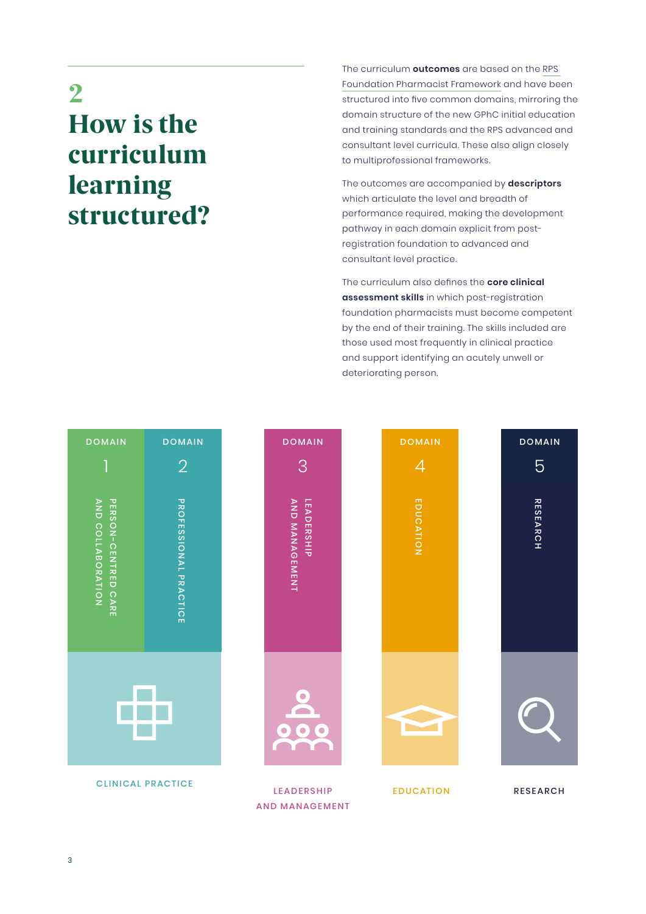## 2 How is the curriculum learning structured?

The curriculum **outcomes** are based on the RPS Foundation Pharmacist Framework and have been structured into five common domains, mirroring the domain structure of the new GPhC initial education and training standards and the RPS advanced and consultant level curricula. These also align closely to multiprofessional frameworks.

The outcomes are accompanied by **descriptors** which articulate the level and breadth of performance required, making the development pathway in each domain explicit from post-registration foundation to advanced and consultant level practice.

The curriculum also defines the **core clinical assessment skills** in which post-registration foundation pharmacists must become competent by the end of their training. The skills included are those used most frequently in clinical practice and support identifying an acutely unwell or deteriorating person.

DOMAIN 1 – PERSON-CENTRED CARE AND COLLABORATION

DOMAIN 2 – PROFESSIONAL PRACTICE

DOMAIN 3 – LEADERSHIP AND MANAGEMENT

DOMAIN 4 – EDUCATION

DOMAIN 5 – RESEARCH

CLINICAL PRACTICE

LEADERSHIP AND MANAGEMENT

EDUCATION

RESEARCH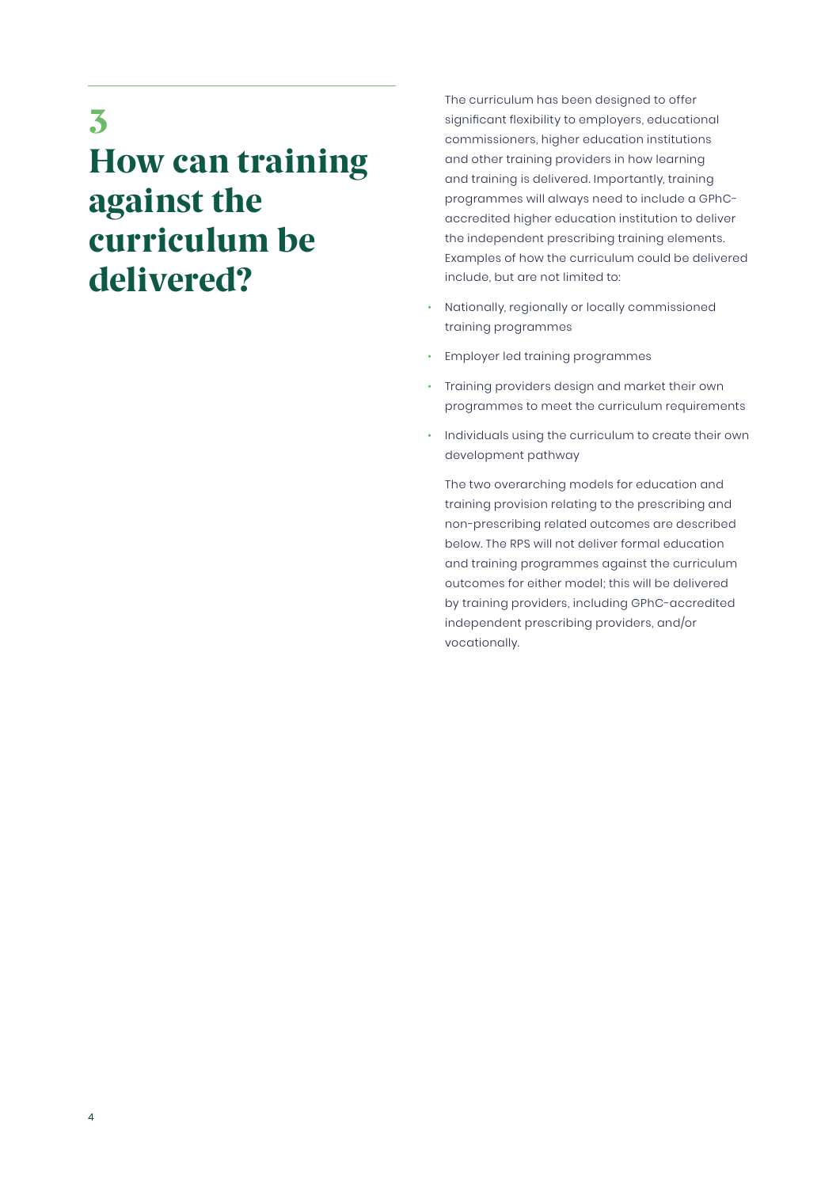# 3 How can training against the curriculum be delivered?

The curriculum has been designed to offer significant flexibility to employers, educational commissioners, higher education institutions and other training providers in how learning and training is delivered. Importantly, training programmes will always need to include a GPhC-accredited higher education institution to deliver the independent prescribing training elements. Examples of how the curriculum could be delivered include, but are not limited to:

- Nationally, regionally or locally commissioned training programmes
- Employer led training programmes
- Training providers design and market their own programmes to meet the curriculum requirements
- Individuals using the curriculum to create their own development pathway

The two overarching models for education and training provision relating to the prescribing and non-prescribing related outcomes are described below. The RPS will not deliver formal education and training programmes against the curriculum outcomes for either model; this will be delivered by training providers, including GPhC-accredited independent prescribing providers, and/or vocationally.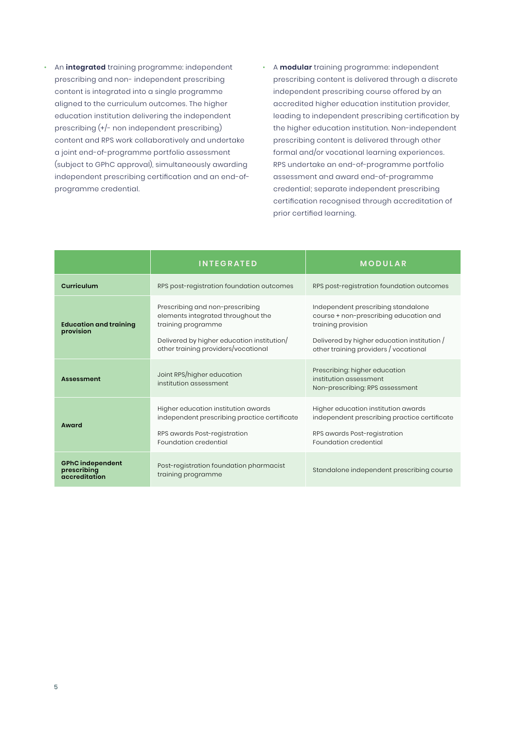- An **integrated** training programme: independent prescribing and non- independent prescribing content is integrated into a single programme aligned to the curriculum outcomes. The higher education institution delivering the independent prescribing (+/- non independent prescribing) content and RPS work collaboratively and undertake a joint end-of-programme portfolio assessment (subject to GPhC approval), simultaneously awarding independent prescribing certification and an end-of-programme credential.
- A **modular** training programme: independent prescribing content is delivered through a discrete independent prescribing course offered by an accredited higher education institution provider, leading to independent prescribing certification by the higher education institution. Non-independent prescribing content is delivered through other formal and/or vocational learning experiences. RPS undertake an end-of-programme portfolio assessment and award end-of-programme credential; separate independent prescribing certification recognised through accreditation of prior certified learning.

| | INTEGRATED | MODULAR |
|---|---|---|
| **Curriculum** | RPS post-registration foundation outcomes | RPS post-registration foundation outcomes |
| **Education and training provision** | Prescribing and non-prescribing elements integrated throughout the training programme<br><br>Delivered by higher education institution/ other training providers/vocational | Independent prescribing standalone course + non-prescribing education and training provision<br><br>Delivered by higher education institution / other training providers / vocational |
| **Assessment** | Joint RPS/higher education institution assessment | Prescribing: higher education institution assessment<br>Non-prescribing: RPS assessment |
| **Award** | Higher education institution awards independent prescribing practice certificate<br><br>RPS awards Post-registration Foundation credential | Higher education institution awards independent prescribing practice certificate<br><br>RPS awards Post-registration Foundation credential |
| **GPhC independent prescribing accreditation** | Post-registration foundation pharmacist training programme | Standalone independent prescribing course |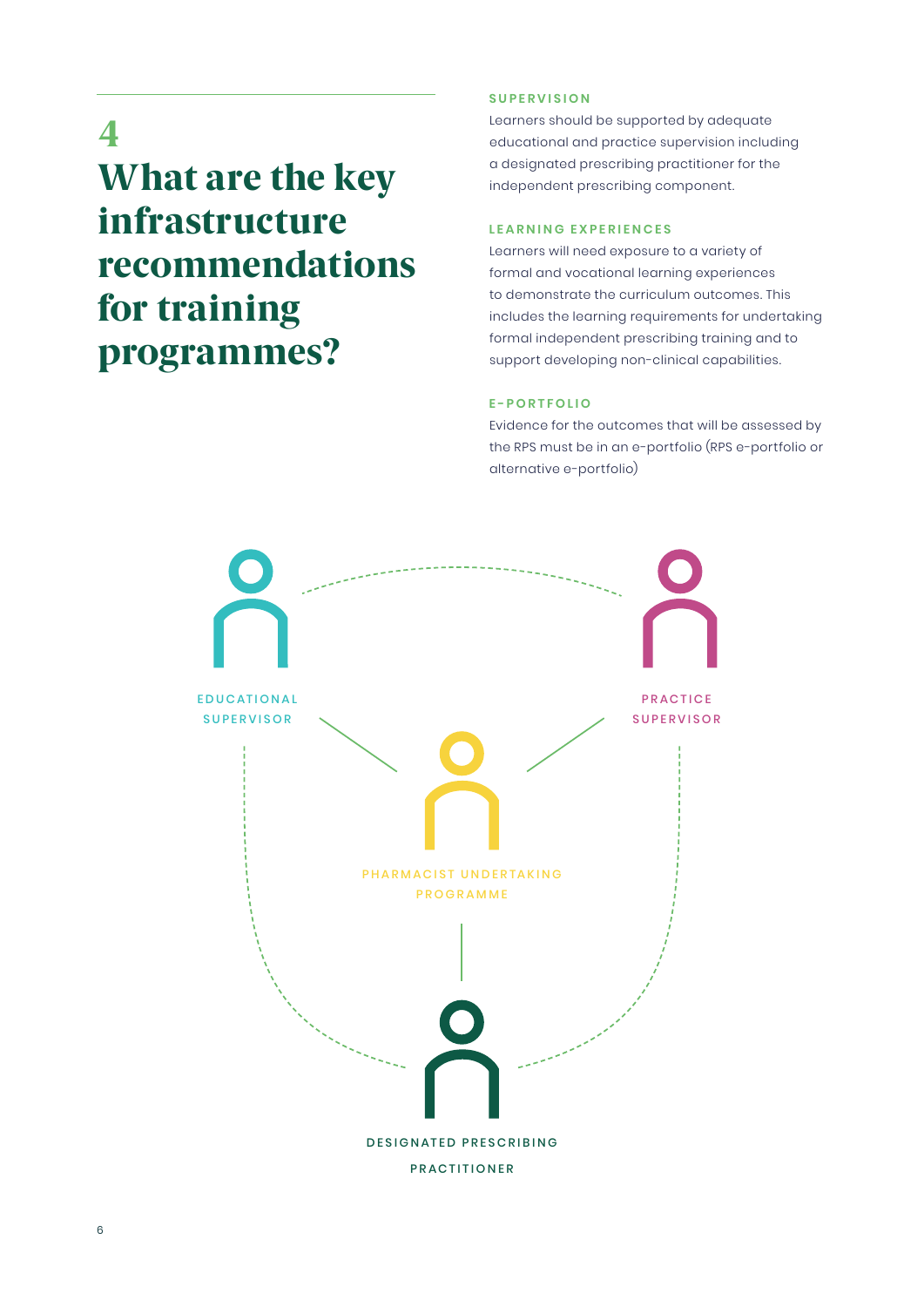# 4 What are the key infrastructure recommendations for training programmes?

### SUPERVISION

Learners should be supported by adequate educational and practice supervision including a designated prescribing practitioner for the independent prescribing component.

### LEARNING EXPERIENCES

Learners will need exposure to a variety of formal and vocational learning experiences to demonstrate the curriculum outcomes. This includes the learning requirements for undertaking formal independent prescribing training and to support developing non-clinical capabilities.

### E-PORTFOLIO

Evidence for the outcomes that will be assessed by the RPS must be in an e-portfolio (RPS e-portfolio or alternative e-portfolio)

EDUCATIONAL SUPERVISOR

PRACTICE SUPERVISOR

PHARMACIST UNDERTAKING PROGRAMME

DESIGNATED PRESCRIBING PRACTITIONER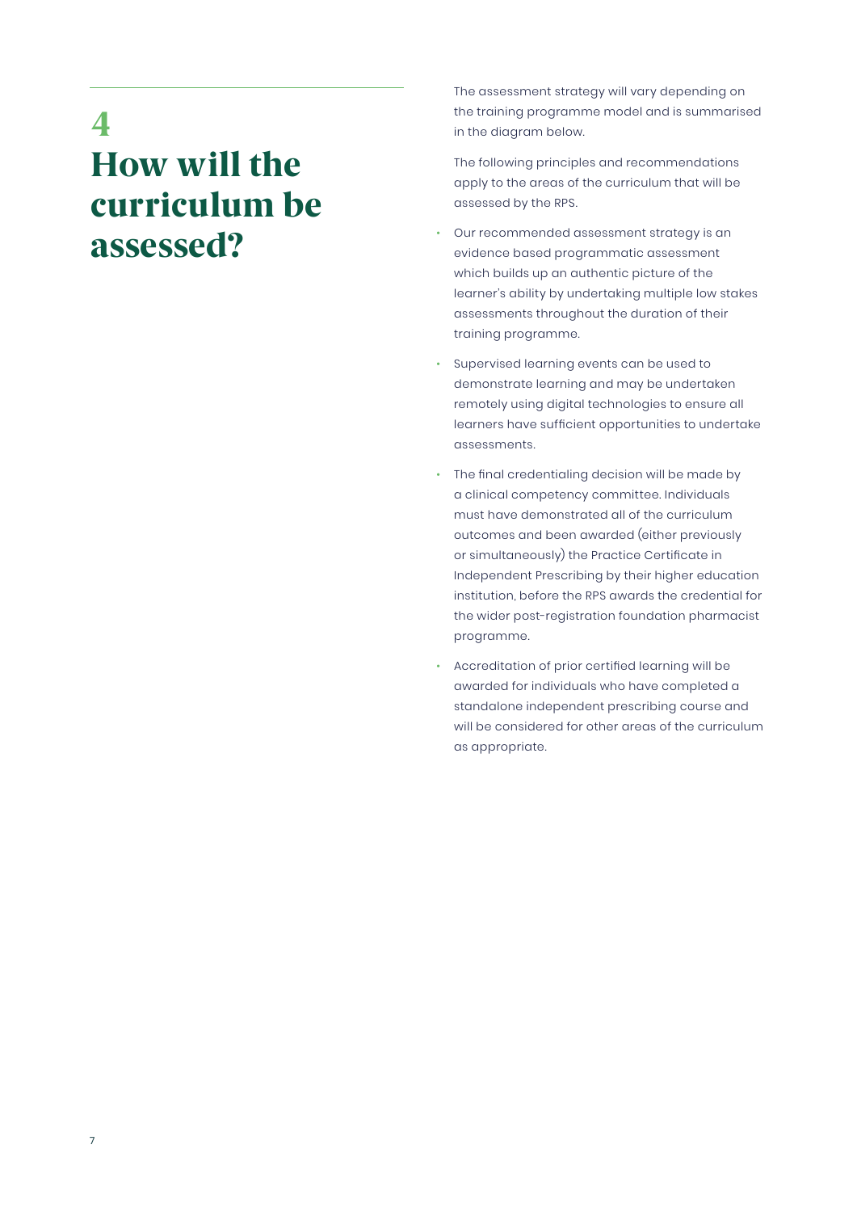# 4 How will the curriculum be assessed?

The assessment strategy will vary depending on the training programme model and is summarised in the diagram below.

The following principles and recommendations apply to the areas of the curriculum that will be assessed by the RPS.

- Our recommended assessment strategy is an evidence based programmatic assessment which builds up an authentic picture of the learner's ability by undertaking multiple low stakes assessments throughout the duration of their training programme.
- Supervised learning events can be used to demonstrate learning and may be undertaken remotely using digital technologies to ensure all learners have sufficient opportunities to undertake assessments.
- The final credentialing decision will be made by a clinical competency committee. Individuals must have demonstrated all of the curriculum outcomes and been awarded (either previously or simultaneously) the Practice Certificate in Independent Prescribing by their higher education institution, before the RPS awards the credential for the wider post-registration foundation pharmacist programme.
- Accreditation of prior certified learning will be awarded for individuals who have completed a standalone independent prescribing course and will be considered for other areas of the curriculum as appropriate.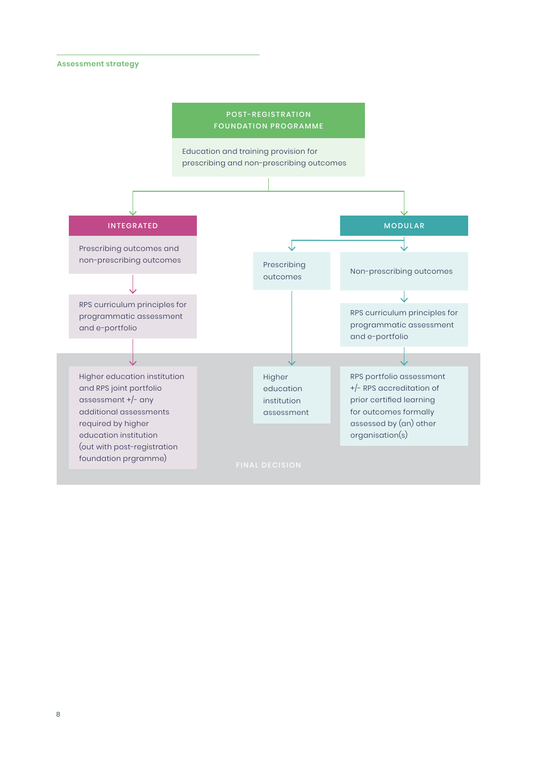Assessment strategy

**POST-REGISTRATION FOUNDATION PROGRAMME**

Education and training provision for prescribing and non-prescribing outcomes

**INTEGRATED**

Prescribing outcomes and non-prescribing outcomes

RPS curriculum principles for programmatic assessment and e-portfolio

Higher education institution and RPS joint portfolio assessment +/- any additional assessments required by higher education institution (out with post-registration foundation prgramme)

**MODULAR**

Prescribing outcomes

Higher education institution assessment

Non-prescribing outcomes

RPS curriculum principles for programmatic assessment and e-portfolio

RPS portfolio assessment +/- RPS accreditation of prior certified learning for outcomes formally assessed by (an) other organisation(s)

FINAL DECISION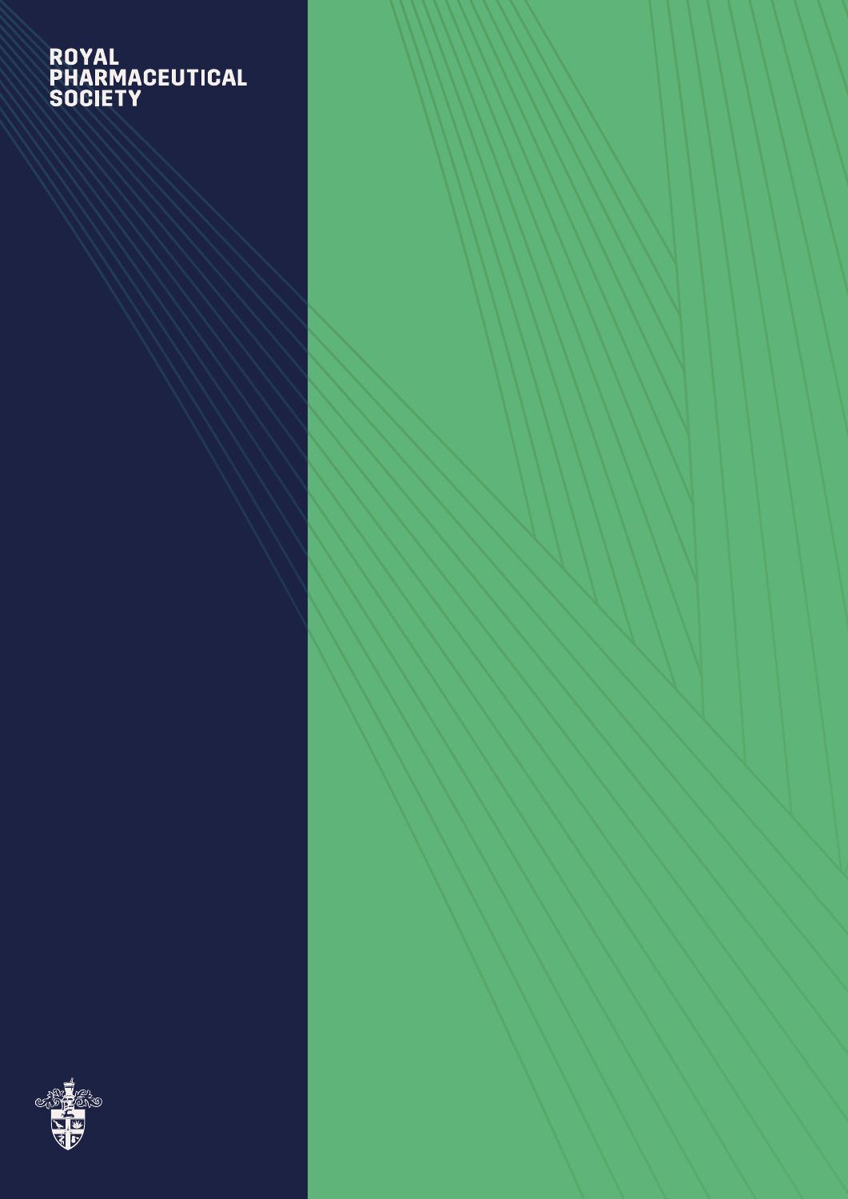ROYAL
PHARMACEUTICAL
SOCIETY